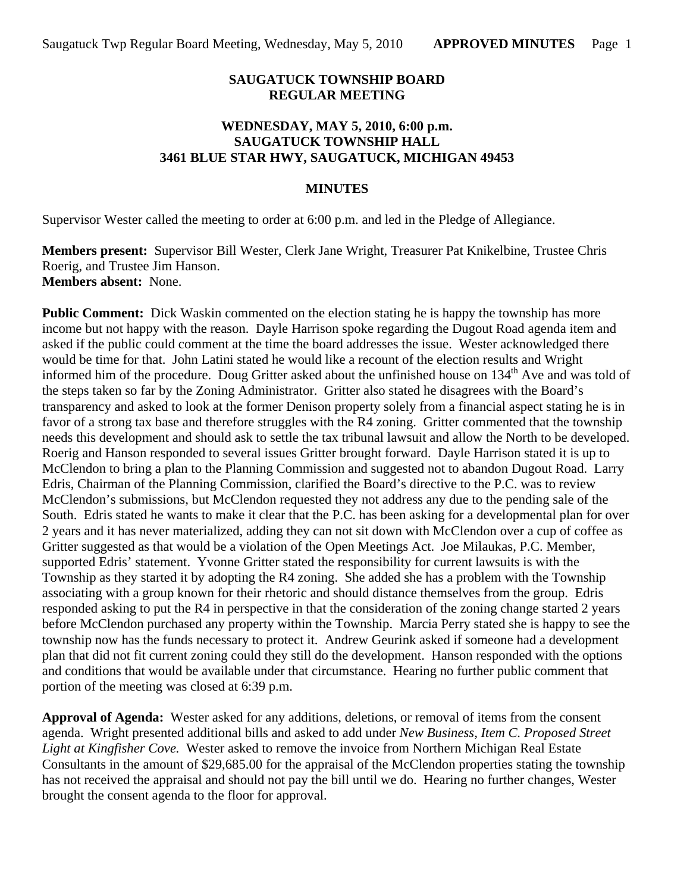# SAUGATUCK TOWNSHIP BOARD
# REGULAR MEETING

### WEDNESDAY, MAY 5, 2010, 6:00 p.m.
### SAUGATUCK TOWNSHIP HALL
### 3461 BLUE STAR HWY, SAUGATUCK, MICHIGAN 49453

## MINUTES

Supervisor Wester called the meeting to order at 6:00 p.m. and led in the Pledge of Allegiance.

**Members present:** Supervisor Bill Wester, Clerk Jane Wright, Treasurer Pat Knikelbine, Trustee Chris Roerig, and Trustee Jim Hanson.
**Members absent:** None.

**Public Comment:** Dick Waskin commented on the election stating he is happy the township has more income but not happy with the reason. Dayle Harrison spoke regarding the Dugout Road agenda item and asked if the public could comment at the time the board addresses the issue. Wester acknowledged there would be time for that. John Latini stated he would like a recount of the election results and Wright informed him of the procedure. Doug Gritter asked about the unfinished house on 134th Ave and was told of the steps taken so far by the Zoning Administrator. Gritter also stated he disagrees with the Board's transparency and asked to look at the former Denison property solely from a financial aspect stating he is in favor of a strong tax base and therefore struggles with the R4 zoning. Gritter commented that the township needs this development and should ask to settle the tax tribunal lawsuit and allow the North to be developed. Roerig and Hanson responded to several issues Gritter brought forward. Dayle Harrison stated it is up to McClendon to bring a plan to the Planning Commission and suggested not to abandon Dugout Road. Larry Edris, Chairman of the Planning Commission, clarified the Board's directive to the P.C. was to review McClendon's submissions, but McClendon requested they not address any due to the pending sale of the South. Edris stated he wants to make it clear that the P.C. has been asking for a developmental plan for over 2 years and it has never materialized, adding they can not sit down with McClendon over a cup of coffee as Gritter suggested as that would be a violation of the Open Meetings Act. Joe Milaukas, P.C. Member, supported Edris' statement. Yvonne Gritter stated the responsibility for current lawsuits is with the Township as they started it by adopting the R4 zoning. She added she has a problem with the Township associating with a group known for their rhetoric and should distance themselves from the group. Edris responded asking to put the R4 in perspective in that the consideration of the zoning change started 2 years before McClendon purchased any property within the Township. Marcia Perry stated she is happy to see the township now has the funds necessary to protect it. Andrew Geurink asked if someone had a development plan that did not fit current zoning could they still do the development. Hanson responded with the options and conditions that would be available under that circumstance. Hearing no further public comment that portion of the meeting was closed at 6:39 p.m.

**Approval of Agenda:** Wester asked for any additions, deletions, or removal of items from the consent agenda. Wright presented additional bills and asked to add under *New Business, Item C. Proposed Street Light at Kingfisher Cove.* Wester asked to remove the invoice from Northern Michigan Real Estate Consultants in the amount of $29,685.00 for the appraisal of the McClendon properties stating the township has not received the appraisal and should not pay the bill until we do. Hearing no further changes, Wester brought the consent agenda to the floor for approval.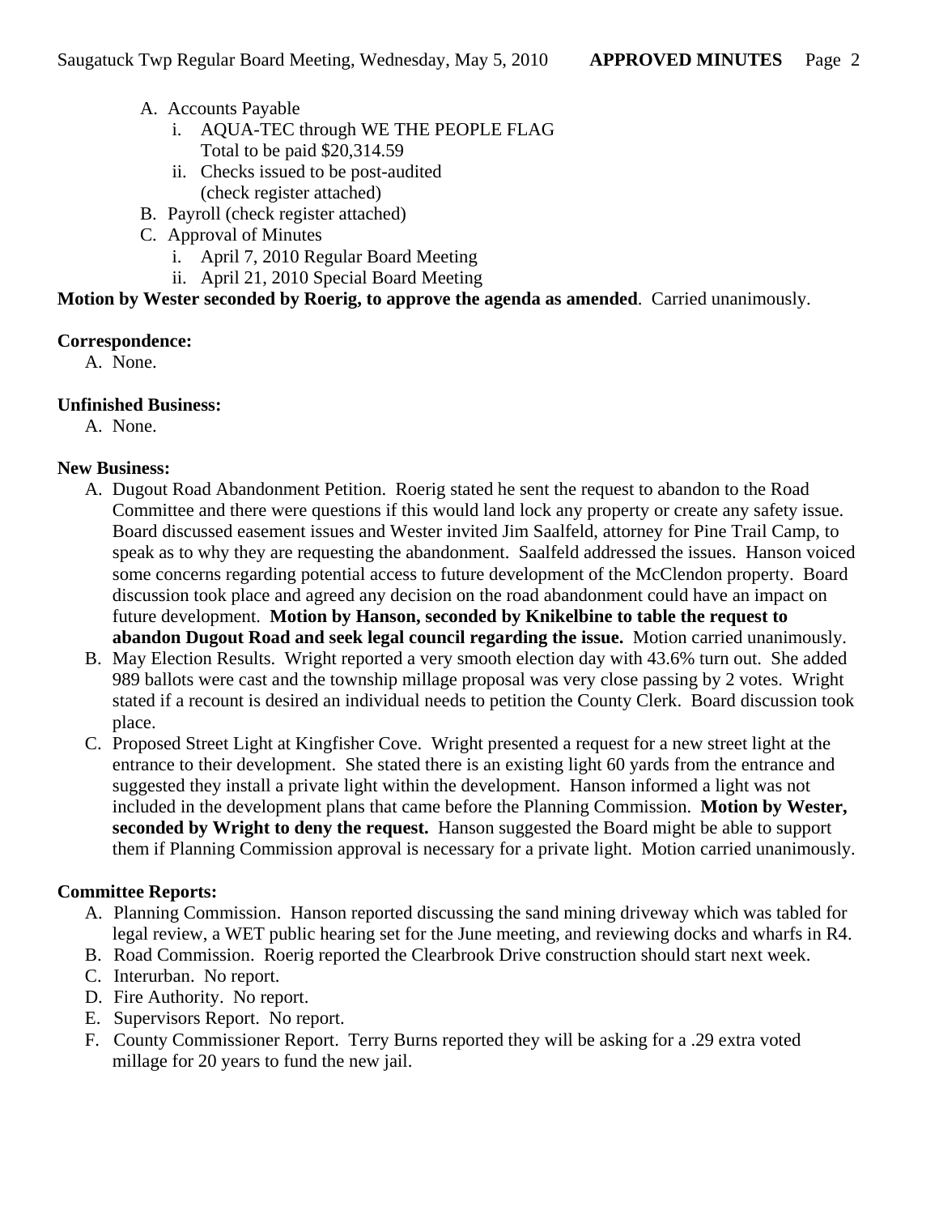A. Accounts Payable
   i. AQUA-TEC through WE THE PEOPLE FLAG
      Total to be paid $20,314.59
   ii. Checks issued to be post-audited
      (check register attached)
B. Payroll (check register attached)
C. Approval of Minutes
   i. April 7, 2010 Regular Board Meeting
   ii. April 21, 2010 Special Board Meeting

**Motion by Wester seconded by Roerig, to approve the agenda as amended**. Carried unanimously.

**Correspondence:**

A. None.

**Unfinished Business:**

A. None.

**New Business:**

A. Dugout Road Abandonment Petition. Roerig stated he sent the request to abandon to the Road Committee and there were questions if this would land lock any property or create any safety issue. Board discussed easement issues and Wester invited Jim Saalfeld, attorney for Pine Trail Camp, to speak as to why they are requesting the abandonment. Saalfeld addressed the issues. Hanson voiced some concerns regarding potential access to future development of the McClendon property. Board discussion took place and agreed any decision on the road abandonment could have an impact on future development. **Motion by Hanson, seconded by Knikelbine to table the request to abandon Dugout Road and seek legal council regarding the issue.** Motion carried unanimously.
B. May Election Results. Wright reported a very smooth election day with 43.6% turn out. She added 989 ballots were cast and the township millage proposal was very close passing by 2 votes. Wright stated if a recount is desired an individual needs to petition the County Clerk. Board discussion took place.
C. Proposed Street Light at Kingfisher Cove. Wright presented a request for a new street light at the entrance to their development. She stated there is an existing light 60 yards from the entrance and suggested they install a private light within the development. Hanson informed a light was not included in the development plans that came before the Planning Commission. **Motion by Wester, seconded by Wright to deny the request.** Hanson suggested the Board might be able to support them if Planning Commission approval is necessary for a private light. Motion carried unanimously.

**Committee Reports:**

A. Planning Commission. Hanson reported discussing the sand mining driveway which was tabled for legal review, a WET public hearing set for the June meeting, and reviewing docks and wharfs in R4.
B. Road Commission. Roerig reported the Clearbrook Drive construction should start next week.
C. Interurban. No report.
D. Fire Authority. No report.
E. Supervisors Report. No report.
F. County Commissioner Report. Terry Burns reported they will be asking for a .29 extra voted millage for 20 years to fund the new jail.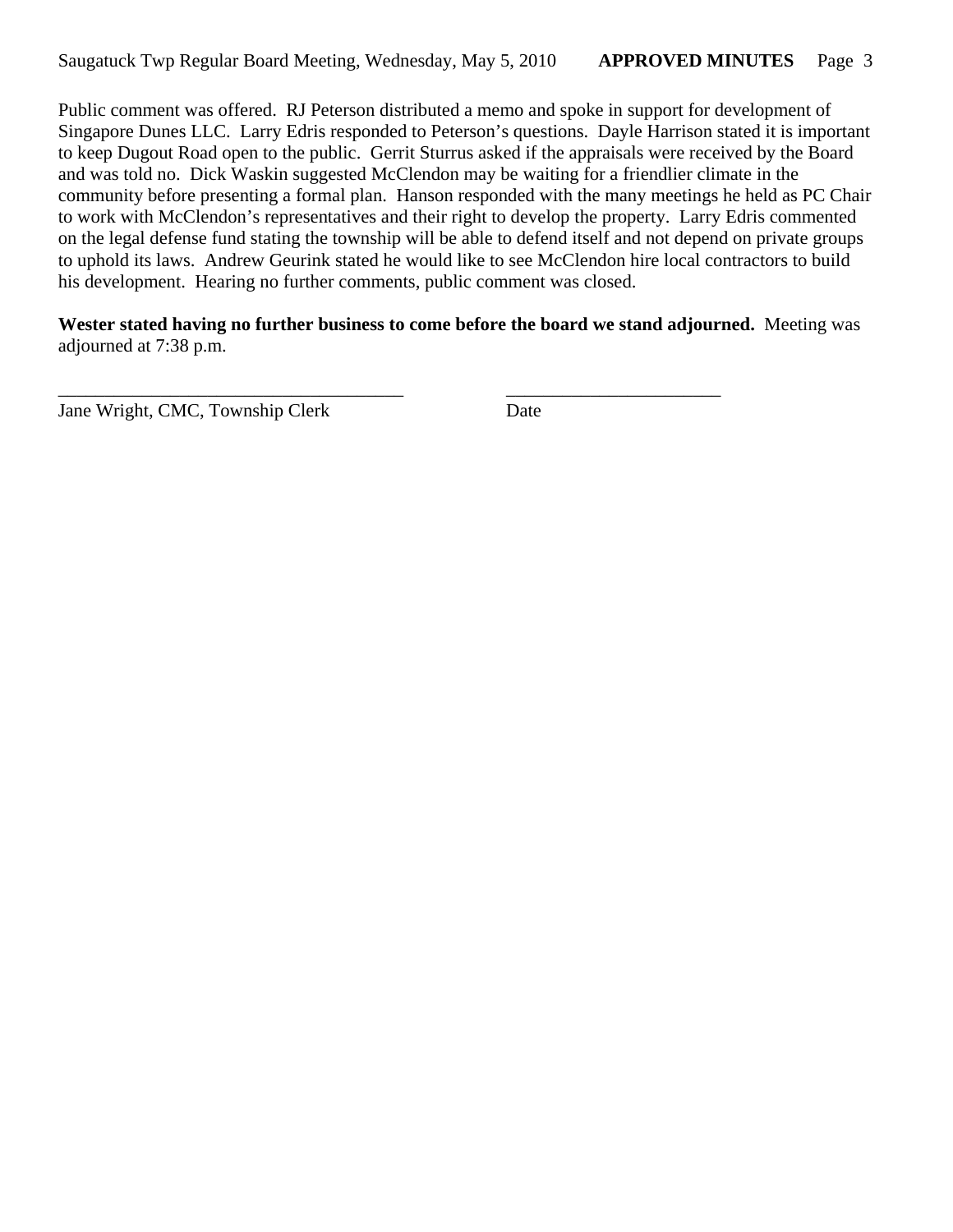Public comment was offered. RJ Peterson distributed a memo and spoke in support for development of Singapore Dunes LLC. Larry Edris responded to Peterson's questions. Dayle Harrison stated it is important to keep Dugout Road open to the public. Gerrit Sturrus asked if the appraisals were received by the Board and was told no. Dick Waskin suggested McClendon may be waiting for a friendlier climate in the community before presenting a formal plan. Hanson responded with the many meetings he held as PC Chair to work with McClendon's representatives and their right to develop the property. Larry Edris commented on the legal defense fund stating the township will be able to defend itself and not depend on private groups to uphold its laws. Andrew Geurink stated he would like to see McClendon hire local contractors to build his development. Hearing no further comments, public comment was closed.

**Wester stated having no further business to come before the board we stand adjourned.** Meeting was adjourned at 7:38 p.m.

\_\_\_\_\_\_\_\_\_\_\_\_\_\_\_\_\_\_\_\_\_\_\_\_\_\_\_\_\_\_\_\_\_\_\_\_\_\_ \_\_\_\_\_\_\_\_\_\_\_\_\_\_\_\_\_\_\_\_\_\_\_\_\_

Jane Wright, CMC, Township Clerk Date